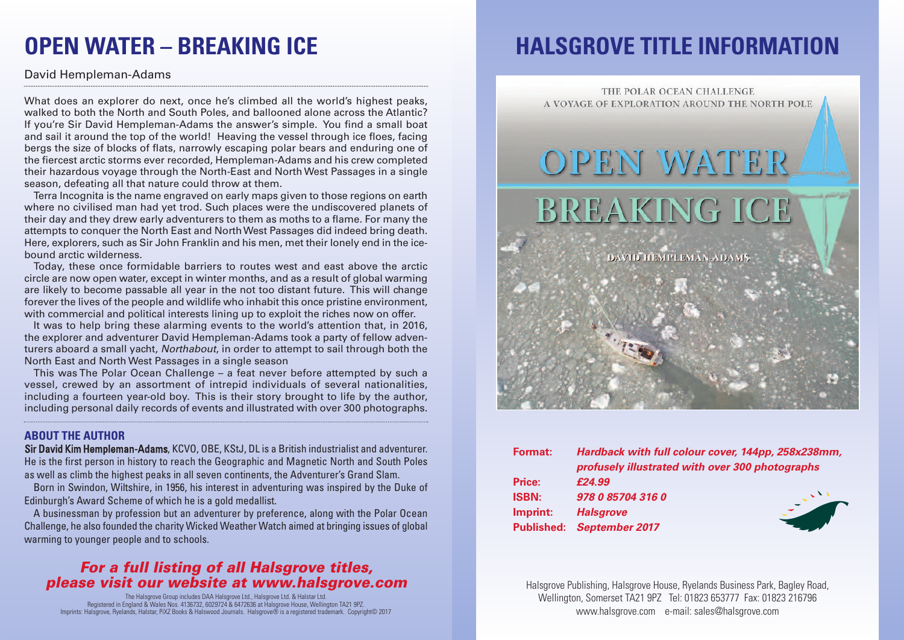# OPEN WATER – BREAKING ICE

David Hempleman-Adams

What does an explorer do next, once he's climbed all the world's highest peaks, walked to both the North and South Poles, and ballooned alone across the Atlantic? If you're Sir David Hempleman-Adams the answer's simple. You find a small boat and sail it around the top of the world! Heaving the vessel through ice floes, facing bergs the size of blocks of flats, narrowly escaping polar bears and enduring one of the fiercest arctic storms ever recorded, Hempleman-Adams and his crew completed their hazardous voyage through the North-East and North West Passages in a single season, defeating all that nature could throw at them.

Terra Incognita is the name engraved on early maps given to those regions on earth where no civilised man had yet trod. Such places were the undiscovered planets of their day and they drew early adventurers to them as moths to a flame. For many the attempts to conquer the North East and North West Passages did indeed bring death. Here, explorers, such as Sir John Franklin and his men, met their lonely end in the ice-bound arctic wilderness.

Today, these once formidable barriers to routes west and east above the arctic circle are now open water, except in winter months, and as a result of global warming are likely to become passable all year in the not too distant future. This will change forever the lives of the people and wildlife who inhabit this once pristine environment, with commercial and political interests lining up to exploit the riches now on offer.

It was to help bring these alarming events to the world's attention that, in 2016, the explorer and adventurer David Hempleman-Adams took a party of fellow adventurers aboard a small yacht, *Northabout*, in order to attempt to sail through both the North East and North West Passages in a single season

This was The Polar Ocean Challenge – a feat never before attempted by such a vessel, crewed by an assortment of intrepid individuals of several nationalities, including a fourteen year-old boy. This is their story brought to life by the author, including personal daily records of events and illustrated with over 300 photographs.

## ABOUT THE AUTHOR

**Sir David Kim Hempleman-Adams**, KCVO, OBE, KStJ, DL is a British industrialist and adventurer. He is the first person in history to reach the Geographic and Magnetic North and South Poles as well as climb the highest peaks in all seven continents, the Adventurer's Grand Slam.

Born in Swindon, Wiltshire, in 1956, his interest in adventuring was inspired by the Duke of Edinburgh's Award Scheme of which he is a gold medallist.

A businessman by profession but an adventurer by preference, along with the Polar Ocean Challenge, he also founded the charity Wicked Weather Watch aimed at bringing issues of global warming to younger people and to schools.

***For a full listing of all Halsgrove titles, please visit our website at www.halsgrove.com***

The Halsgrove Group includes DAA Halsgrove Ltd., Halsgrove Ltd. & Halstar Ltd.
Registered in England & Wales Nos. 4136732, 6029724 & 6472636 at Halsgrove House, Wellington TA21 9PZ.
Imprints: Halsgrove, Ryelands, Halstar, PiXZ Books & Halswood Journals. Halsgrove® is a registered trademark. Copyright© 2017

# HALSGROVE TITLE INFORMATION

THE POLAR OCEAN CHALLENGE
A VOYAGE OF EXPLORATION AROUND THE NORTH POLE

OPEN WATER
BREAKING ICE

DAVID HEMPLEMAN-ADAMS

| | |
|---|---|
| **Format:** | ***Hardback with full colour cover, 144pp, 258x238mm, profusely illustrated with over 300 photographs*** |
| **Price:** | ***£24.99*** |
| **ISBN:** | ***978 0 85704 316 0*** |
| **Imprint:** | ***Halsgrove*** |
| **Published:** | ***September 2017*** |

Halsgrove Publishing, Halsgrove House, Ryelands Business Park, Bagley Road, Wellington, Somerset TA21 9PZ Tel: 01823 653777 Fax: 01823 216796
www.halsgrove.com e-mail: sales@halsgrove.com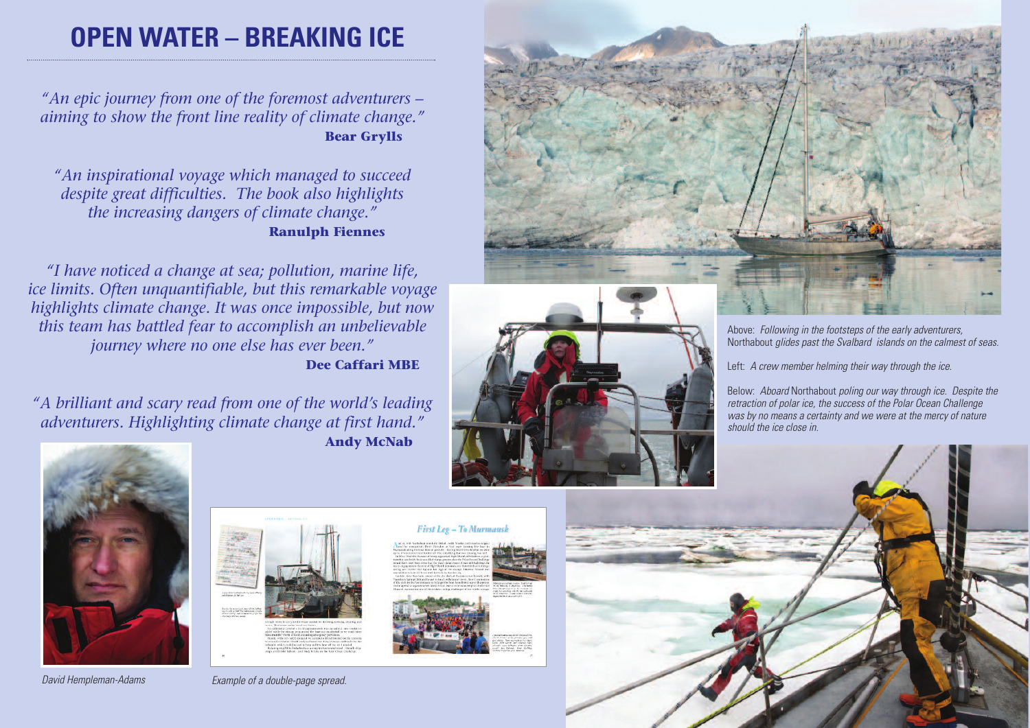# OPEN WATER – BREAKING ICE

*"An epic journey from one of the foremost adventurers – aiming to show the front line reality of climate change."*
**Bear Grylls**

*"An inspirational voyage which managed to succeed despite great difficulties. The book also highlights the increasing dangers of climate change."*
**Ranulph Fiennes**

*"I have noticed a change at sea; pollution, marine life, ice limits. Often unquantifiable, but this remarkable voyage highlights climate change. It was once impossible, but now this team has battled fear to accomplish an unbelievable journey where no one else has ever been."*
**Dee Caffari MBE**

*"A brilliant and scary read from one of the world's leading adventurers. Highlighting climate change at first hand."*
**Andy McNab**

Above: *Following in the footsteps of the early adventurers,* Northabout *glides past the Svalbard islands on the calmest of seas.*

Left: *A crew member helming their way through the ice.*

Below: *Aboard* Northabout *poling our way through ice. Despite the retraction of polar ice, the success of the Polar Ocean Challenge was by no means a certainty and we were at the mercy of nature should the ice close in.*

David Hempleman-Adams

Example of a double-page spread.